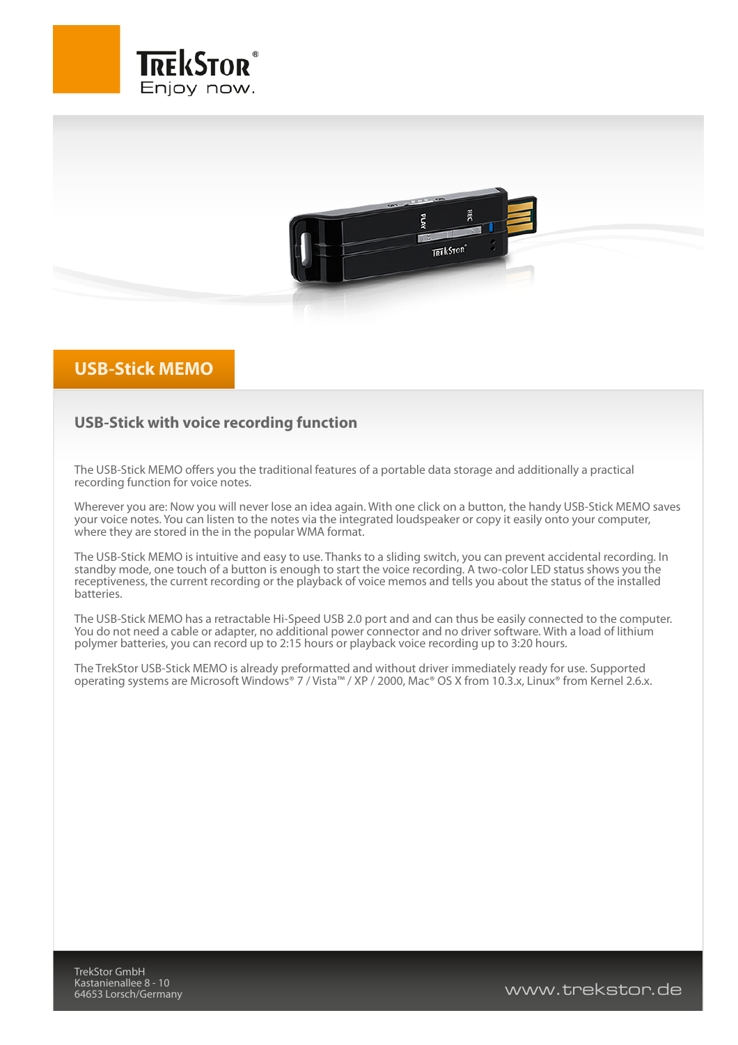# USB-Stick MEMO

## USB-Stick with voice recording function

The USB-Stick MEMO offers you the traditional features of a portable data storage and additionally a practical recording function for voice notes.

Wherever you are: Now you will never lose an idea again. With one click on a button, the handy USB-Stick MEMO saves your voice notes. You can listen to the notes via the integrated loudspeaker or copy it easily onto your computer, where they are stored in the in the popular WMA format.

The USB-Stick MEMO is intuitive and easy to use. Thanks to a sliding switch, you can prevent accidental recording. In standby mode, one touch of a button is enough to start the voice recording. A two-color LED status shows you the receptiveness, the current recording or the playback of voice memos and tells you about the status of the installed batteries.

The USB-Stick MEMO has a retractable Hi-Speed USB 2.0 port and and can thus be easily connected to the computer. You do not need a cable or adapter, no additional power connector and no driver software. With a load of lithium polymer batteries, you can record up to 2:15 hours or playback voice recording up to 3:20 hours.

The TrekStor USB-Stick MEMO is already preformatted and without driver immediately ready for use. Supported operating systems are Microsoft Windows® 7 / Vista™ / XP / 2000, Mac® OS X from 10.3.x, Linux® from Kernel 2.6.x.

TrekStor GmbH
Kastanienallee 8 - 10
64653 Lorsch/Germany

www.trekstor.de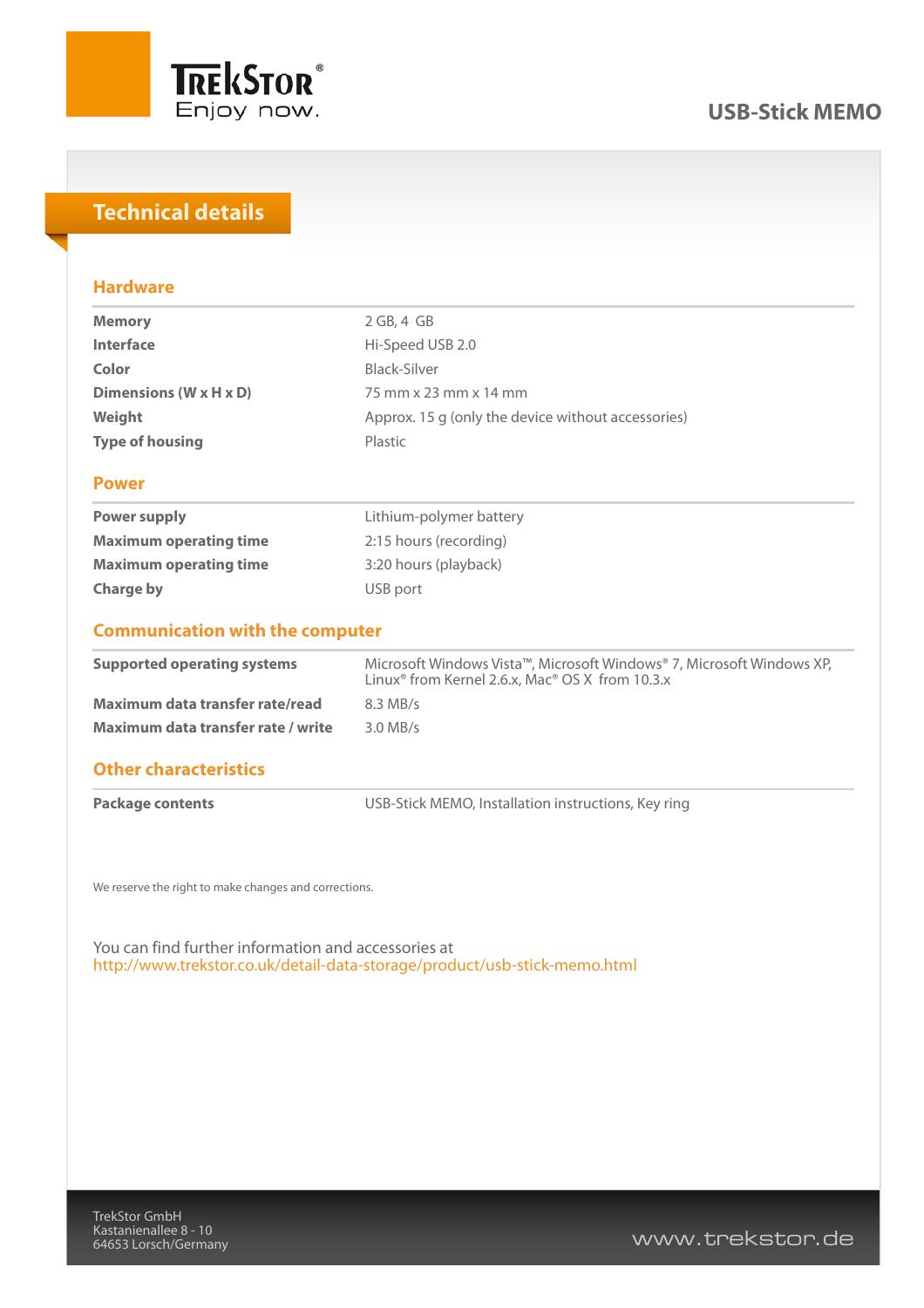TrekStor

Enjoy now.

## USB-Stick MEMO

# Technical details

### Hardware

| | |
|---|---|
| **Memory** | 2 GB, 4 GB |
| **Interface** | Hi-Speed USB 2.0 |
| **Color** | Black-Silver |
| **Dimensions (W x H x D)** | 75 mm x 23 mm x 14 mm |
| **Weight** | Approx. 15 g (only the device without accessories) |
| **Type of housing** | Plastic |

### Power

| | |
|---|---|
| **Power supply** | Lithium-polymer battery |
| **Maximum operating time** | 2:15 hours (recording) |
| **Maximum operating time** | 3:20 hours (playback) |
| **Charge by** | USB port |

### Communication with the computer

| | |
|---|---|
| **Supported operating systems** | Microsoft Windows Vista™, Microsoft Windows® 7, Microsoft Windows XP, Linux® from Kernel 2.6.x, Mac® OS X from 10.3.x |
| **Maximum data transfer rate/read** | 8.3 MB/s |
| **Maximum data transfer rate / write** | 3.0 MB/s |

### Other characteristics

| | |
|---|---|
| **Package contents** | USB-Stick MEMO, Installation instructions, Key ring |

We reserve the right to make changes and corrections.

You can find further information and accessories at
http://www.trekstor.co.uk/detail-data-storage/product/usb-stick-memo.html

TrekStor GmbH
Kastanienallee 8 - 10
64653 Lorsch/Germany

www.trekstor.de